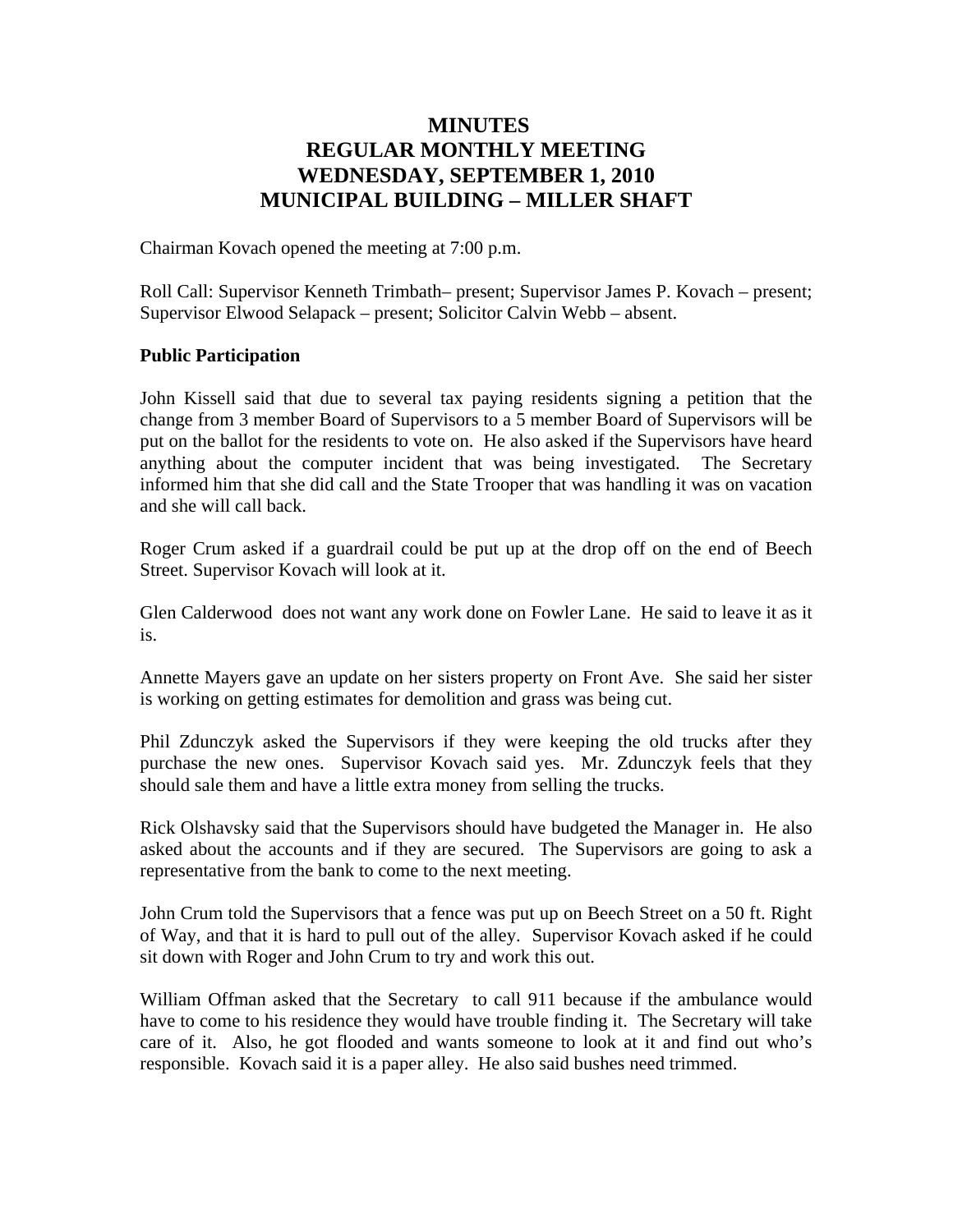# MINUTES
# REGULAR MONTHLY MEETING
# WEDNESDAY, SEPTEMBER 1, 2010
# MUNICIPAL BUILDING – MILLER SHAFT

Chairman Kovach opened the meeting at 7:00 p.m.

Roll Call: Supervisor Kenneth Trimbath– present; Supervisor James P. Kovach – present; Supervisor Elwood Selapack – present; Solicitor Calvin Webb – absent.

**Public Participation**

John Kissell said that due to several tax paying residents signing a petition that the change from 3 member Board of Supervisors to a 5 member Board of Supervisors will be put on the ballot for the residents to vote on. He also asked if the Supervisors have heard anything about the computer incident that was being investigated. The Secretary informed him that she did call and the State Trooper that was handling it was on vacation and she will call back.

Roger Crum asked if a guardrail could be put up at the drop off on the end of Beech Street. Supervisor Kovach will look at it.

Glen Calderwood does not want any work done on Fowler Lane. He said to leave it as it is.

Annette Mayers gave an update on her sisters property on Front Ave. She said her sister is working on getting estimates for demolition and grass was being cut.

Phil Zdunczyk asked the Supervisors if they were keeping the old trucks after they purchase the new ones. Supervisor Kovach said yes. Mr. Zdunczyk feels that they should sale them and have a little extra money from selling the trucks.

Rick Olshavsky said that the Supervisors should have budgeted the Manager in. He also asked about the accounts and if they are secured. The Supervisors are going to ask a representative from the bank to come to the next meeting.

John Crum told the Supervisors that a fence was put up on Beech Street on a 50 ft. Right of Way, and that it is hard to pull out of the alley. Supervisor Kovach asked if he could sit down with Roger and John Crum to try and work this out.

William Offman asked that the Secretary to call 911 because if the ambulance would have to come to his residence they would have trouble finding it. The Secretary will take care of it. Also, he got flooded and wants someone to look at it and find out who's responsible. Kovach said it is a paper alley. He also said bushes need trimmed.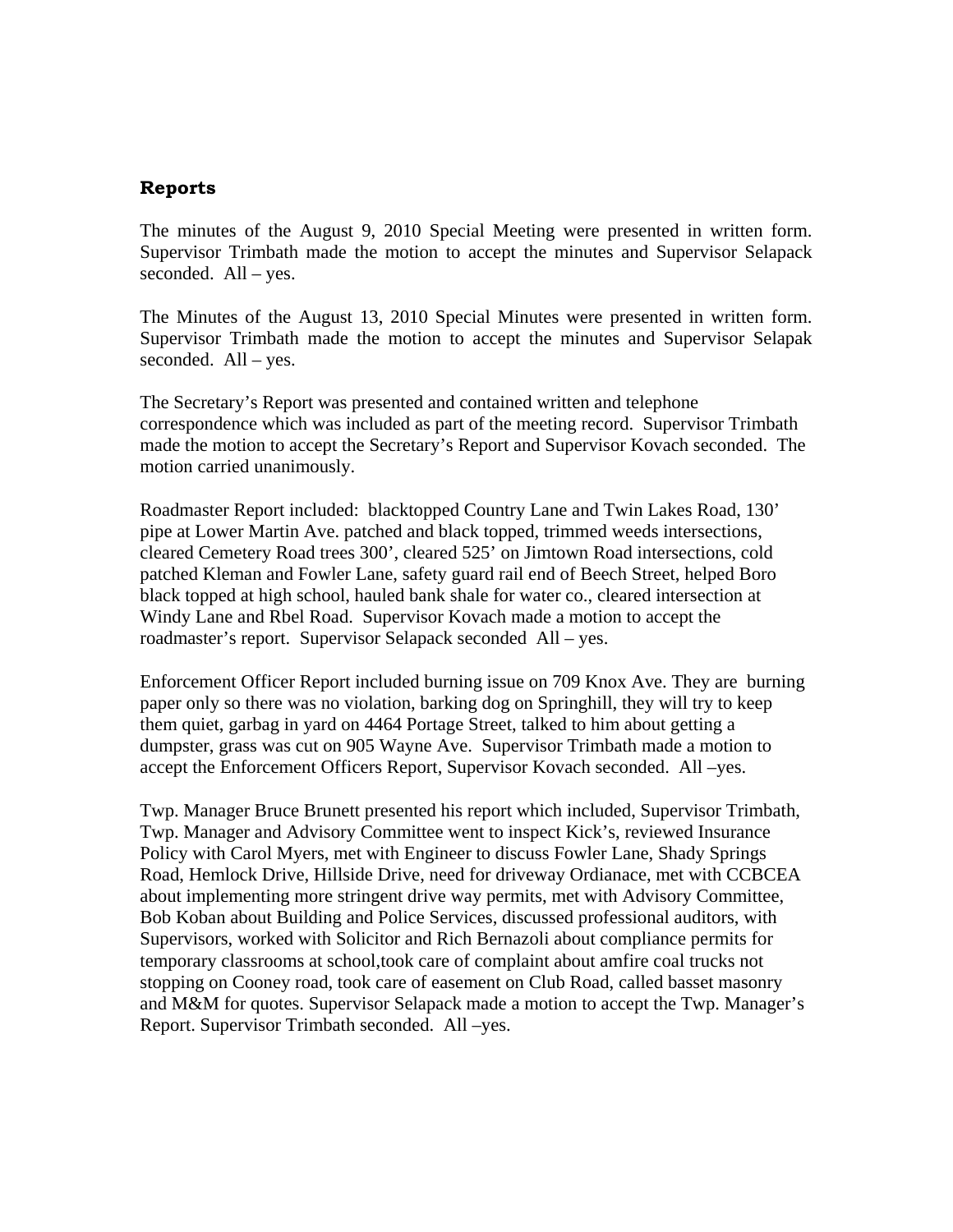## Reports

The minutes of the August 9, 2010 Special Meeting were presented in written form. Supervisor Trimbath made the motion to accept the minutes and Supervisor Selapack seconded. All – yes.

The Minutes of the August 13, 2010 Special Minutes were presented in written form. Supervisor Trimbath made the motion to accept the minutes and Supervisor Selapak seconded. All – yes.

The Secretary's Report was presented and contained written and telephone correspondence which was included as part of the meeting record. Supervisor Trimbath made the motion to accept the Secretary's Report and Supervisor Kovach seconded. The motion carried unanimously.

Roadmaster Report included: blacktopped Country Lane and Twin Lakes Road, 130' pipe at Lower Martin Ave. patched and black topped, trimmed weeds intersections, cleared Cemetery Road trees 300', cleared 525' on Jimtown Road intersections, cold patched Kleman and Fowler Lane, safety guard rail end of Beech Street, helped Boro black topped at high school, hauled bank shale for water co., cleared intersection at Windy Lane and Rbel Road. Supervisor Kovach made a motion to accept the roadmaster's report. Supervisor Selapack seconded All – yes.

Enforcement Officer Report included burning issue on 709 Knox Ave. They are burning paper only so there was no violation, barking dog on Springhill, they will try to keep them quiet, garbag in yard on 4464 Portage Street, talked to him about getting a dumpster, grass was cut on 905 Wayne Ave. Supervisor Trimbath made a motion to accept the Enforcement Officers Report, Supervisor Kovach seconded. All –yes.

Twp. Manager Bruce Brunett presented his report which included, Supervisor Trimbath, Twp. Manager and Advisory Committee went to inspect Kick's, reviewed Insurance Policy with Carol Myers, met with Engineer to discuss Fowler Lane, Shady Springs Road, Hemlock Drive, Hillside Drive, need for driveway Ordianace, met with CCBCEA about implementing more stringent drive way permits, met with Advisory Committee, Bob Koban about Building and Police Services, discussed professional auditors, with Supervisors, worked with Solicitor and Rich Bernazoli about compliance permits for temporary classrooms at school,took care of complaint about amfire coal trucks not stopping on Cooney road, took care of easement on Club Road, called basset masonry and M&M for quotes. Supervisor Selapack made a motion to accept the Twp. Manager's Report. Supervisor Trimbath seconded. All –yes.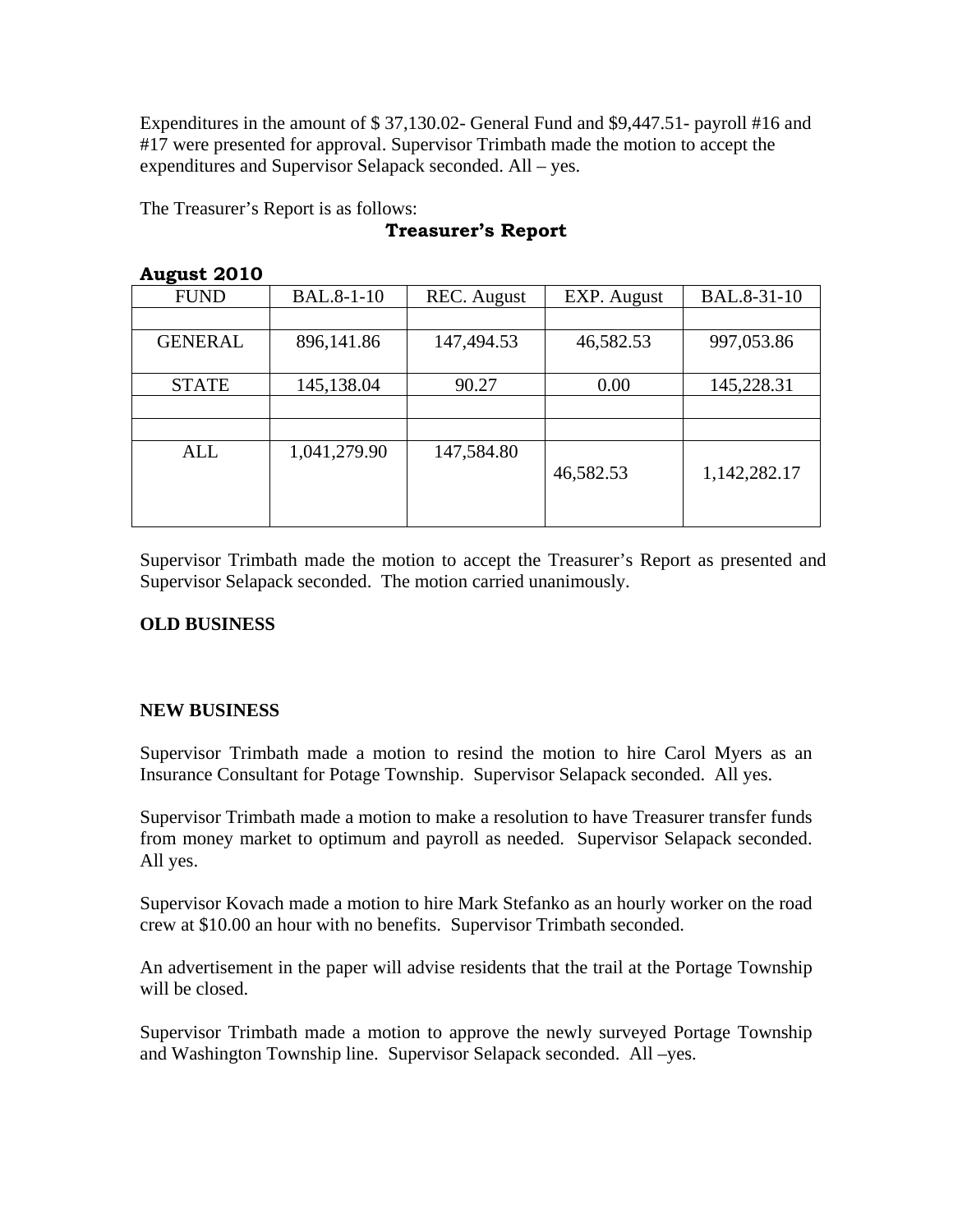Expenditures in the amount of $ 37,130.02- General Fund and $9,447.51- payroll #16 and #17 were presented for approval. Supervisor Trimbath made the motion to accept the expenditures and Supervisor Selapack seconded. All – yes.

The Treasurer's Report is as follows:

**Treasurer's Report**

**August 2010**

| FUND | BAL.8-1-10 | REC. August | EXP. August | BAL.8-31-10 |
|---|---|---|---|---|
| | | | | |
| GENERAL | 896,141.86 | 147,494.53 | 46,582.53 | 997,053.86 |
| STATE | 145,138.04 | 90.27 | 0.00 | 145,228.31 |
| | | | | |
| | | | | |
| ALL | 1,041,279.90 | 147,584.80 | 46,582.53 | 1,142,282.17 |

Supervisor Trimbath made the motion to accept the Treasurer's Report as presented and Supervisor Selapack seconded. The motion carried unanimously.

**OLD BUSINESS**

**NEW BUSINESS**

Supervisor Trimbath made a motion to resind the motion to hire Carol Myers as an Insurance Consultant for Potage Township. Supervisor Selapack seconded. All yes.

Supervisor Trimbath made a motion to make a resolution to have Treasurer transfer funds from money market to optimum and payroll as needed. Supervisor Selapack seconded. All yes.

Supervisor Kovach made a motion to hire Mark Stefanko as an hourly worker on the road crew at $10.00 an hour with no benefits. Supervisor Trimbath seconded.

An advertisement in the paper will advise residents that the trail at the Portage Township will be closed.

Supervisor Trimbath made a motion to approve the newly surveyed Portage Township and Washington Township line. Supervisor Selapack seconded. All –yes.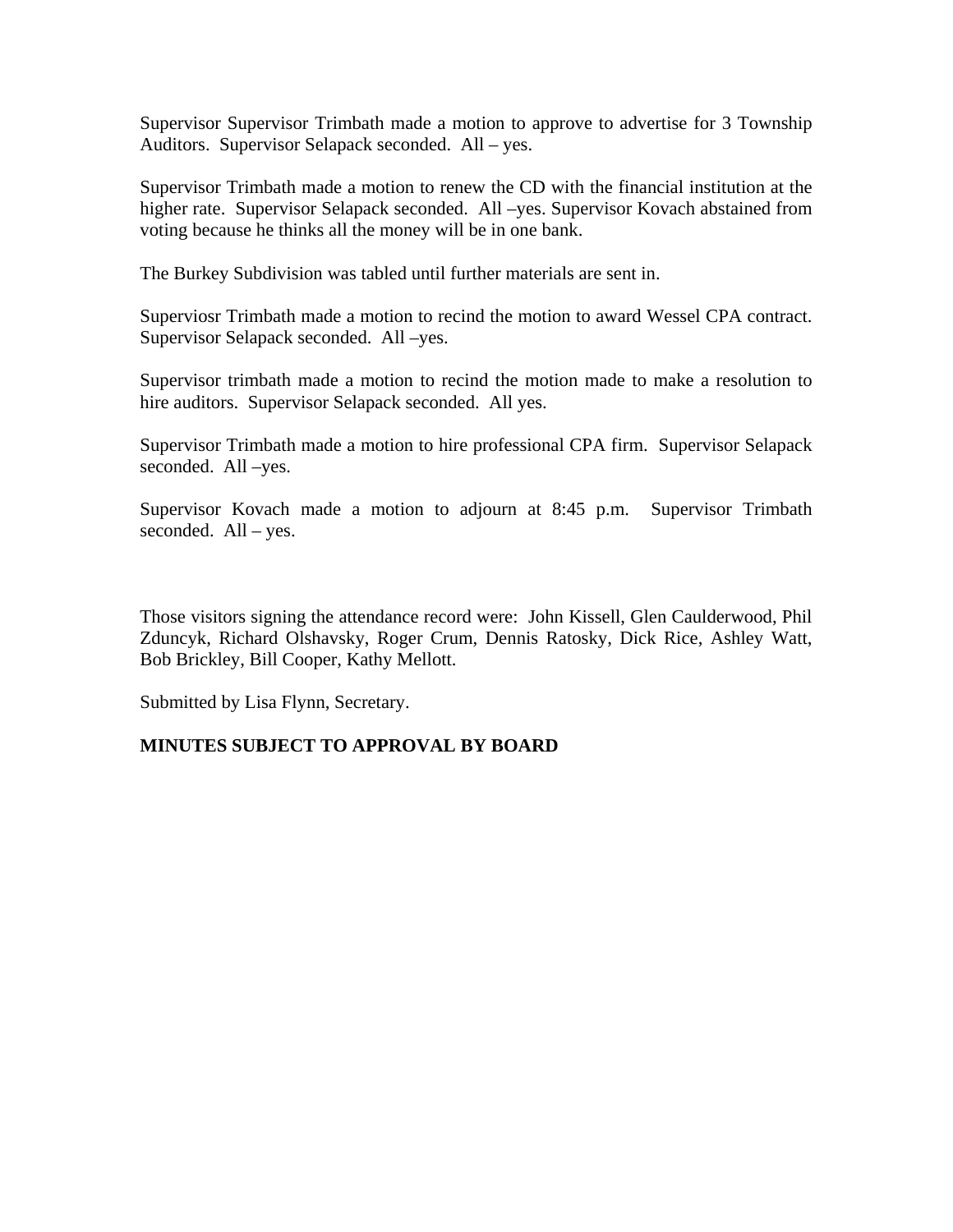Supervisor Supervisor Trimbath made a motion to approve to advertise for 3 Township Auditors. Supervisor Selapack seconded. All – yes.

Supervisor Trimbath made a motion to renew the CD with the financial institution at the higher rate. Supervisor Selapack seconded. All –yes. Supervisor Kovach abstained from voting because he thinks all the money will be in one bank.

The Burkey Subdivision was tabled until further materials are sent in.

Superviosr Trimbath made a motion to recind the motion to award Wessel CPA contract. Supervisor Selapack seconded. All –yes.

Supervisor trimbath made a motion to recind the motion made to make a resolution to hire auditors. Supervisor Selapack seconded. All yes.

Supervisor Trimbath made a motion to hire professional CPA firm. Supervisor Selapack seconded. All –yes.

Supervisor Kovach made a motion to adjourn at 8:45 p.m. Supervisor Trimbath seconded. All – yes.

Those visitors signing the attendance record were: John Kissell, Glen Caulderwood, Phil Zduncyk, Richard Olshavsky, Roger Crum, Dennis Ratosky, Dick Rice, Ashley Watt, Bob Brickley, Bill Cooper, Kathy Mellott.

Submitted by Lisa Flynn, Secretary.

**MINUTES SUBJECT TO APPROVAL BY BOARD**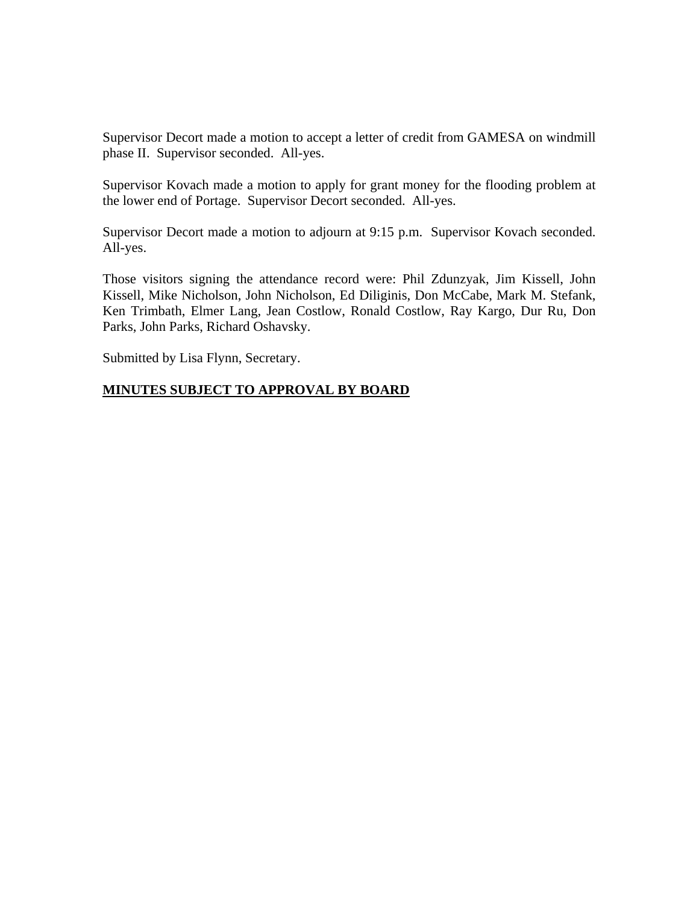Supervisor Decort made a motion to accept a letter of credit from GAMESA on windmill phase II. Supervisor seconded. All-yes.

Supervisor Kovach made a motion to apply for grant money for the flooding problem at the lower end of Portage. Supervisor Decort seconded. All-yes.

Supervisor Decort made a motion to adjourn at 9:15 p.m. Supervisor Kovach seconded. All-yes.

Those visitors signing the attendance record were: Phil Zdunzyak, Jim Kissell, John Kissell, Mike Nicholson, John Nicholson, Ed Diliginis, Don McCabe, Mark M. Stefank, Ken Trimbath, Elmer Lang, Jean Costlow, Ronald Costlow, Ray Kargo, Dur Ru, Don Parks, John Parks, Richard Oshavsky.

Submitted by Lisa Flynn, Secretary.

**<u>MINUTES SUBJECT TO APPROVAL BY BOARD</u>**